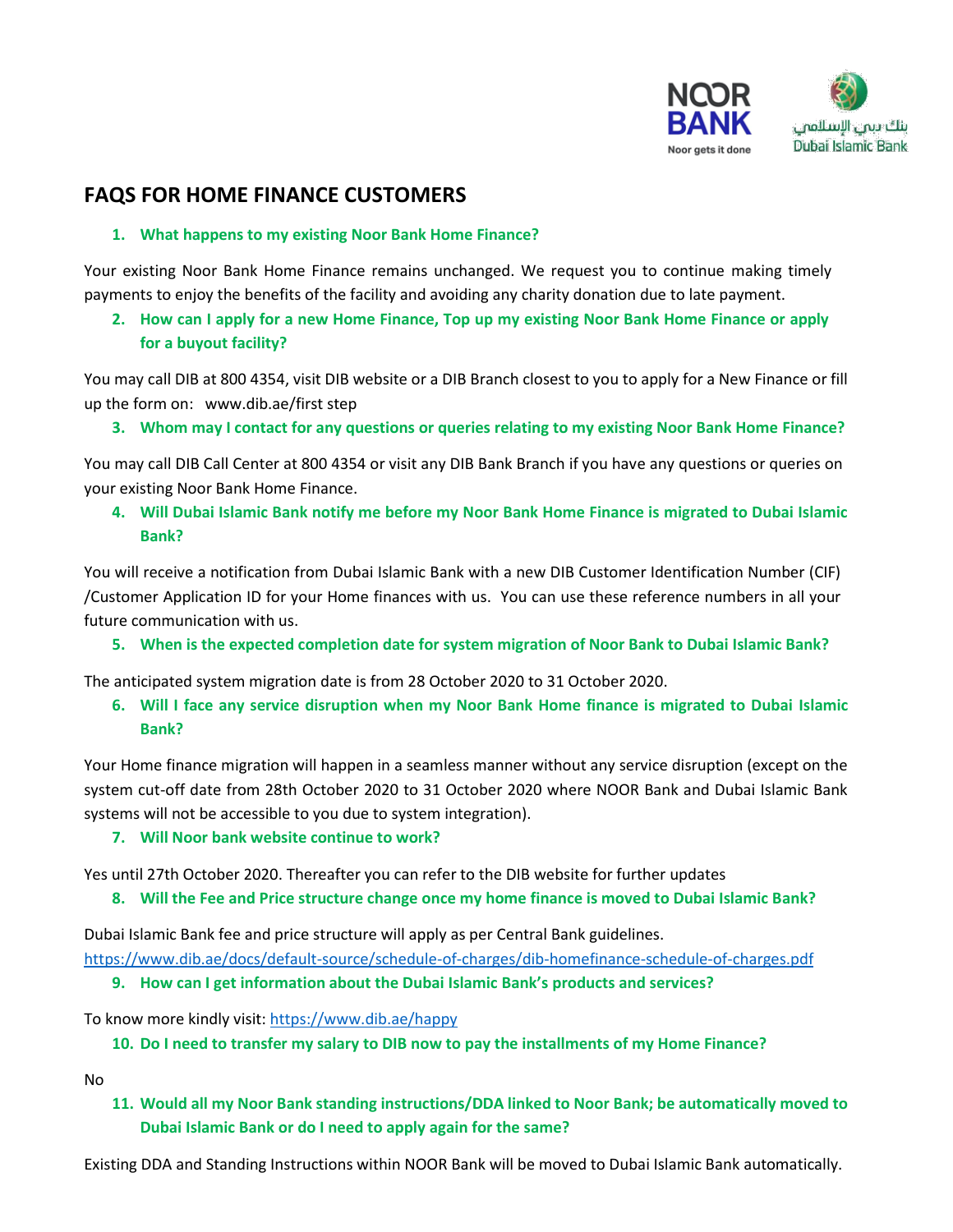NOOR BANK
Noor gets it done

بنك دبي الإسلامي
Dubai Islamic Bank

## FAQS FOR HOME FINANCE CUSTOMERS

**1. What happens to my existing Noor Bank Home Finance?**

Your existing Noor Bank Home Finance remains unchanged. We request you to continue making timely payments to enjoy the benefits of the facility and avoiding any charity donation due to late payment.

**2. How can I apply for a new Home Finance, Top up my existing Noor Bank Home Finance or apply for a buyout facility?**

You may call DIB at 800 4354, visit DIB website or a DIB Branch closest to you to apply for a New Finance or fill up the form on: www.dib.ae/first step

**3. Whom may I contact for any questions or queries relating to my existing Noor Bank Home Finance?**

You may call DIB Call Center at 800 4354 or visit any DIB Bank Branch if you have any questions or queries on your existing Noor Bank Home Finance.

**4. Will Dubai Islamic Bank notify me before my Noor Bank Home Finance is migrated to Dubai Islamic Bank?**

You will receive a notification from Dubai Islamic Bank with a new DIB Customer Identification Number (CIF) /Customer Application ID for your Home finances with us. You can use these reference numbers in all your future communication with us.

**5. When is the expected completion date for system migration of Noor Bank to Dubai Islamic Bank?**

The anticipated system migration date is from 28 October 2020 to 31 October 2020.

**6. Will I face any service disruption when my Noor Bank Home finance is migrated to Dubai Islamic Bank?**

Your Home finance migration will happen in a seamless manner without any service disruption (except on the system cut-off date from 28th October 2020 to 31 October 2020 where NOOR Bank and Dubai Islamic Bank systems will not be accessible to you due to system integration).

**7. Will Noor bank website continue to work?**

Yes until 27th October 2020. Thereafter you can refer to the DIB website for further updates

**8. Will the Fee and Price structure change once my home finance is moved to Dubai Islamic Bank?**

Dubai Islamic Bank fee and price structure will apply as per Central Bank guidelines.
https://www.dib.ae/docs/default-source/schedule-of-charges/dib-homefinance-schedule-of-charges.pdf

**9. How can I get information about the Dubai Islamic Bank's products and services?**

To know more kindly visit: https://www.dib.ae/happy

**10. Do I need to transfer my salary to DIB now to pay the installments of my Home Finance?**

No

**11. Would all my Noor Bank standing instructions/DDA linked to Noor Bank; be automatically moved to Dubai Islamic Bank or do I need to apply again for the same?**

Existing DDA and Standing Instructions within NOOR Bank will be moved to Dubai Islamic Bank automatically.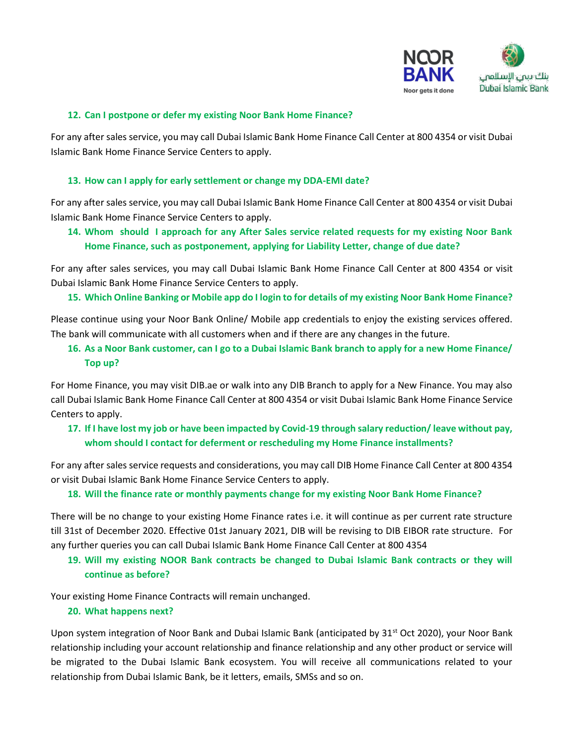**12. Can I postpone or defer my existing Noor Bank Home Finance?**

For any after sales service, you may call Dubai Islamic Bank Home Finance Call Center at 800 4354 or visit Dubai Islamic Bank Home Finance Service Centers to apply.

**13. How can I apply for early settlement or change my DDA-EMI date?**

For any after sales service, you may call Dubai Islamic Bank Home Finance Call Center at 800 4354 or visit Dubai Islamic Bank Home Finance Service Centers to apply.

**14. Whom should I approach for any After Sales service related requests for my existing Noor Bank Home Finance, such as postponement, applying for Liability Letter, change of due date?**

For any after sales services, you may call Dubai Islamic Bank Home Finance Call Center at 800 4354 or visit Dubai Islamic Bank Home Finance Service Centers to apply.

**15. Which Online Banking or Mobile app do I login to for details of my existing Noor Bank Home Finance?**

Please continue using your Noor Bank Online/ Mobile app credentials to enjoy the existing services offered. The bank will communicate with all customers when and if there are any changes in the future.

**16. As a Noor Bank customer, can I go to a Dubai Islamic Bank branch to apply for a new Home Finance/ Top up?**

For Home Finance, you may visit DIB.ae or walk into any DIB Branch to apply for a New Finance. You may also call Dubai Islamic Bank Home Finance Call Center at 800 4354 or visit Dubai Islamic Bank Home Finance Service Centers to apply.

**17. If I have lost my job or have been impacted by Covid-19 through salary reduction/ leave without pay, whom should I contact for deferment or rescheduling my Home Finance installments?**

For any after sales service requests and considerations, you may call DIB Home Finance Call Center at 800 4354 or visit Dubai Islamic Bank Home Finance Service Centers to apply.

**18. Will the finance rate or monthly payments change for my existing Noor Bank Home Finance?**

There will be no change to your existing Home Finance rates i.e. it will continue as per current rate structure till 31st of December 2020. Effective 01st January 2021, DIB will be revising to DIB EIBOR rate structure. For any further queries you can call Dubai Islamic Bank Home Finance Call Center at 800 4354

**19. Will my existing NOOR Bank contracts be changed to Dubai Islamic Bank contracts or they will continue as before?**

Your existing Home Finance Contracts will remain unchanged.

**20. What happens next?**

Upon system integration of Noor Bank and Dubai Islamic Bank (anticipated by 31st Oct 2020), your Noor Bank relationship including your account relationship and finance relationship and any other product or service will be migrated to the Dubai Islamic Bank ecosystem. You will receive all communications related to your relationship from Dubai Islamic Bank, be it letters, emails, SMSs and so on.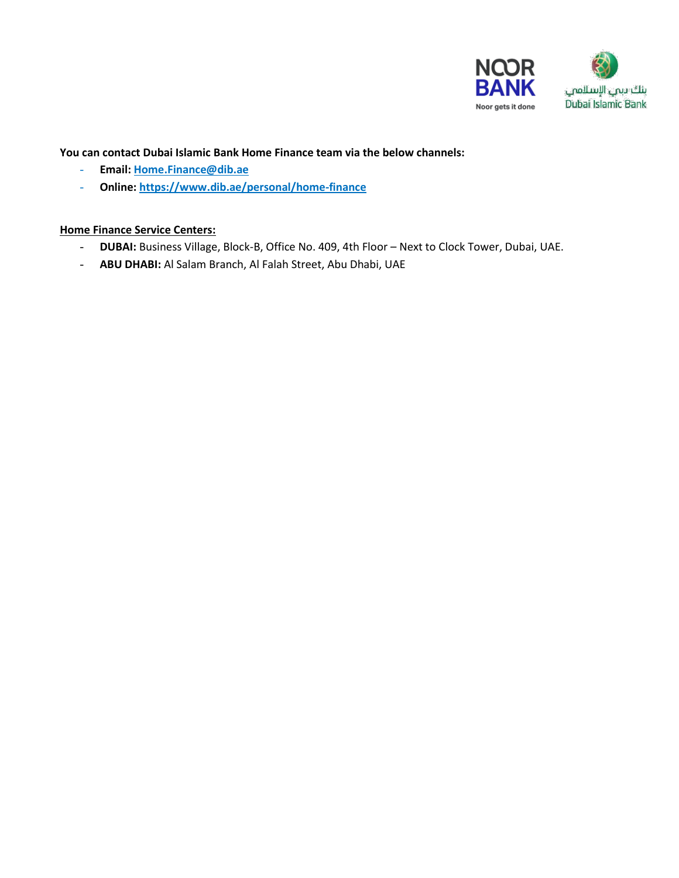**You can contact Dubai Islamic Bank Home Finance team via the below channels:**

- **Email:** Home.Finance@dib.ae
- **Online:** https://www.dib.ae/personal/home-finance

**Home Finance Service Centers:**

- **DUBAI:** Business Village, Block-B, Office No. 409, 4th Floor – Next to Clock Tower, Dubai, UAE.
- **ABU DHABI:** Al Salam Branch, Al Falah Street, Abu Dhabi, UAE